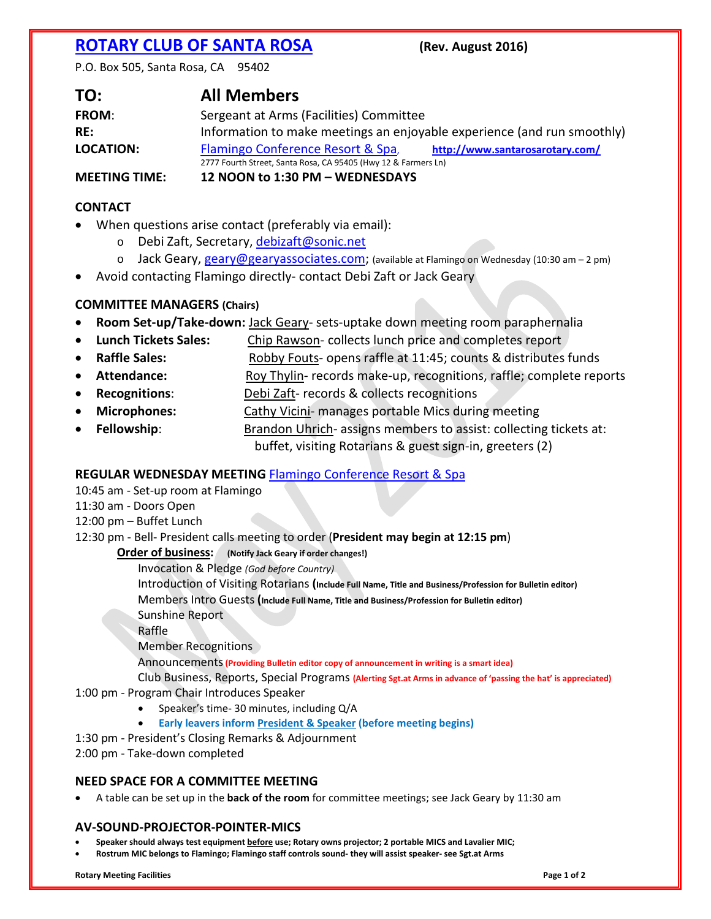# ROTARY CLUB OF SANTA ROSA

**(Rev. August 2016)**

P.O. Box 505, Santa Rosa, CA 95402

| | |
|---|---|
| **TO:** | **All Members** |
| **FROM:** | Sergeant at Arms (Facilities) Committee |
| **RE:** | Information to make meetings an enjoyable experience (and run smoothly) |
| **LOCATION:** | Flamingo Conference Resort & Spa, **http://www.santarosarotary.com/** <br> 2777 Fourth Street, Santa Rosa, CA 95405 (Hwy 12 & Farmers Ln) |
| **MEETING TIME:** | **12 NOON to 1:30 PM – WEDNESDAYS** |

## CONTACT

- When questions arise contact (preferably via email):
  - Debi Zaft, Secretary, debizaft@sonic.net
  - Jack Geary, geary@gearyassociates.com; (available at Flamingo on Wednesday (10:30 am – 2 pm)
- Avoid contacting Flamingo directly- contact Debi Zaft or Jack Geary

## COMMITTEE MANAGERS (Chairs)

- **Room Set-up/Take-down:** Jack Geary- sets-uptake down meeting room paraphernalia
- **Lunch Tickets Sales:** Chip Rawson- collects lunch price and completes report
- **Raffle Sales:** Robby Fouts- opens raffle at 11:45; counts & distributes funds
- **Attendance:** Roy Thylin- records make-up, recognitions, raffle; complete reports
- **Recognitions:** Debi Zaft- records & collects recognitions
- **Microphones:** Cathy Vicini- manages portable Mics during meeting
- **Fellowship:** Brandon Uhrich- assigns members to assist: collecting tickets at: buffet, visiting Rotarians & guest sign-in, greeters (2)

## REGULAR WEDNESDAY MEETING Flamingo Conference Resort & Spa

10:45 am - Set-up room at Flamingo
11:30 am - Doors Open
12:00 pm – Buffet Lunch
12:30 pm - Bell- President calls meeting to order (**President may begin at 12:15 pm**)

**Order of business:** **(Notify Jack Geary if order changes!)**

Invocation & Pledge *(God before Country)*
Introduction of Visiting Rotarians (**Include Full Name, Title and Business/Profession for Bulletin editor)**
Members Intro Guests (**Include Full Name, Title and Business/Profession for Bulletin editor)**
Sunshine Report
Raffle
Member Recognitions
Announcements **(Providing Bulletin editor copy of announcement in writing is a smart idea)**
Club Business, Reports, Special Programs **(Alerting Sgt.at Arms in advance of 'passing the hat' is appreciated)**

1:00 pm - Program Chair Introduces Speaker

- Speaker's time- 30 minutes, including Q/A
- **Early leavers inform President & Speaker (before meeting begins)**

1:30 pm - President's Closing Remarks & Adjournment
2:00 pm - Take-down completed

## NEED SPACE FOR A COMMITTEE MEETING

- A table can be set up in the **back of the room** for committee meetings; see Jack Geary by 11:30 am

## AV-SOUND-PROJECTOR-POINTER-MICS

- **Speaker should always test equipment before use; Rotary owns projector; 2 portable MICS and Lavalier MIC;**
- **Rostrum MIC belongs to Flamingo; Flamingo staff controls sound- they will assist speaker- see Sgt.at Arms**

**Rotary Meeting Facilities**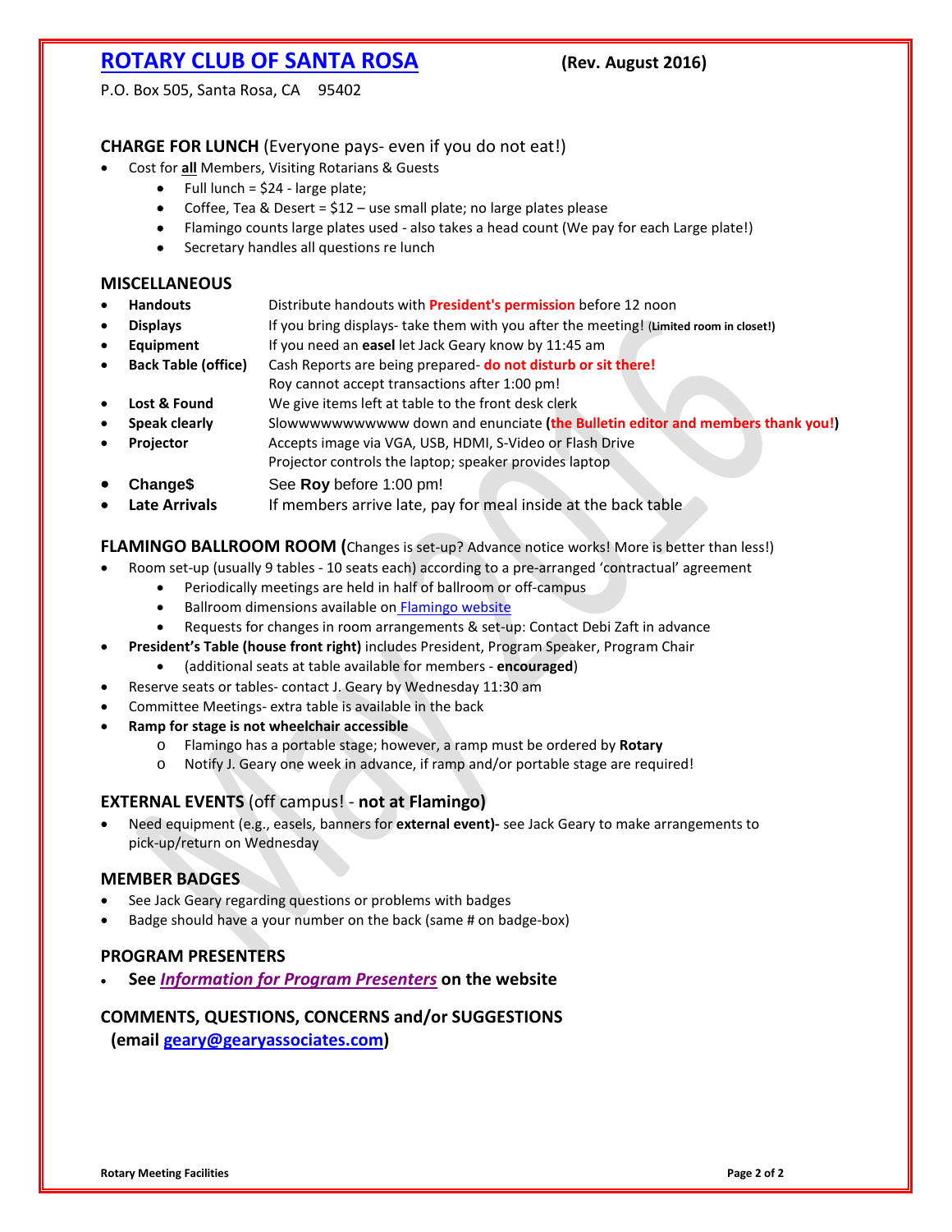# ROTARY CLUB OF SANTA ROSA (Rev. August 2016)

P.O. Box 505, Santa Rosa, CA 95402

## CHARGE FOR LUNCH (Everyone pays- even if you do not eat!)

- Cost for **all** Members, Visiting Rotarians & Guests
  - Full lunch = $24 - large plate;
  - Coffee, Tea & Desert = $12 – use small plate; no large plates please
  - Flamingo counts large plates used - also takes a head count (We pay for each Large plate!)
  - Secretary handles all questions re lunch

## MISCELLANEOUS

- **Handouts** Distribute handouts with **President's permission** before 12 noon
- **Displays** If you bring displays- take them with you after the meeting! (**Limited room in closet!**)
- **Equipment** If you need an **easel** let Jack Geary know by 11:45 am
- **Back Table (office)** Cash Reports are being prepared- **do not disturb or sit there!** Roy cannot accept transactions after 1:00 pm!
- **Lost & Found** We give items left at table to the front desk clerk
- **Speak clearly** Slowwwwwwwwwwww down and enunciate **(the Bulletin editor and members thank you!)**
- **Projector** Accepts image via VGA, USB, HDMI, S-Video or Flash Drive. Projector controls the laptop; speaker provides laptop
- **Change$** See **Roy** before 1:00 pm!
- **Late Arrivals** If members arrive late, pay for meal inside at the back table

## FLAMINGO BALLROOM ROOM (Changes is set-up? Advance notice works! More is better than less!)

- Room set-up (usually 9 tables - 10 seats each) according to a pre-arranged 'contractual' agreement
  - Periodically meetings are held in half of ballroom or off-campus
  - Ballroom dimensions available on Flamingo website
  - Requests for changes in room arrangements & set-up: Contact Debi Zaft in advance
- **President's Table (house front right)** includes President, Program Speaker, Program Chair
  - (additional seats at table available for members - **encouraged**)
- Reserve seats or tables- contact J. Geary by Wednesday 11:30 am
- Committee Meetings- extra table is available in the back
- **Ramp for stage is not wheelchair accessible**
  - Flamingo has a portable stage; however, a ramp must be ordered by **Rotary**
  - Notify J. Geary one week in advance, if ramp and/or portable stage are required!

## EXTERNAL EVENTS (off campus! - not at Flamingo)

- Need equipment (e.g., easels, banners for **external event)-** see Jack Geary to make arrangements to pick-up/return on Wednesday

## MEMBER BADGES

- See Jack Geary regarding questions or problems with badges
- Badge should have a your number on the back (same # on badge-box)

## PROGRAM PRESENTERS

- **See *Information for Program Presenters* on the website**

## COMMENTS, QUESTIONS, CONCERNS and/or SUGGESTIONS

**(email geary@gearyassociates.com)**